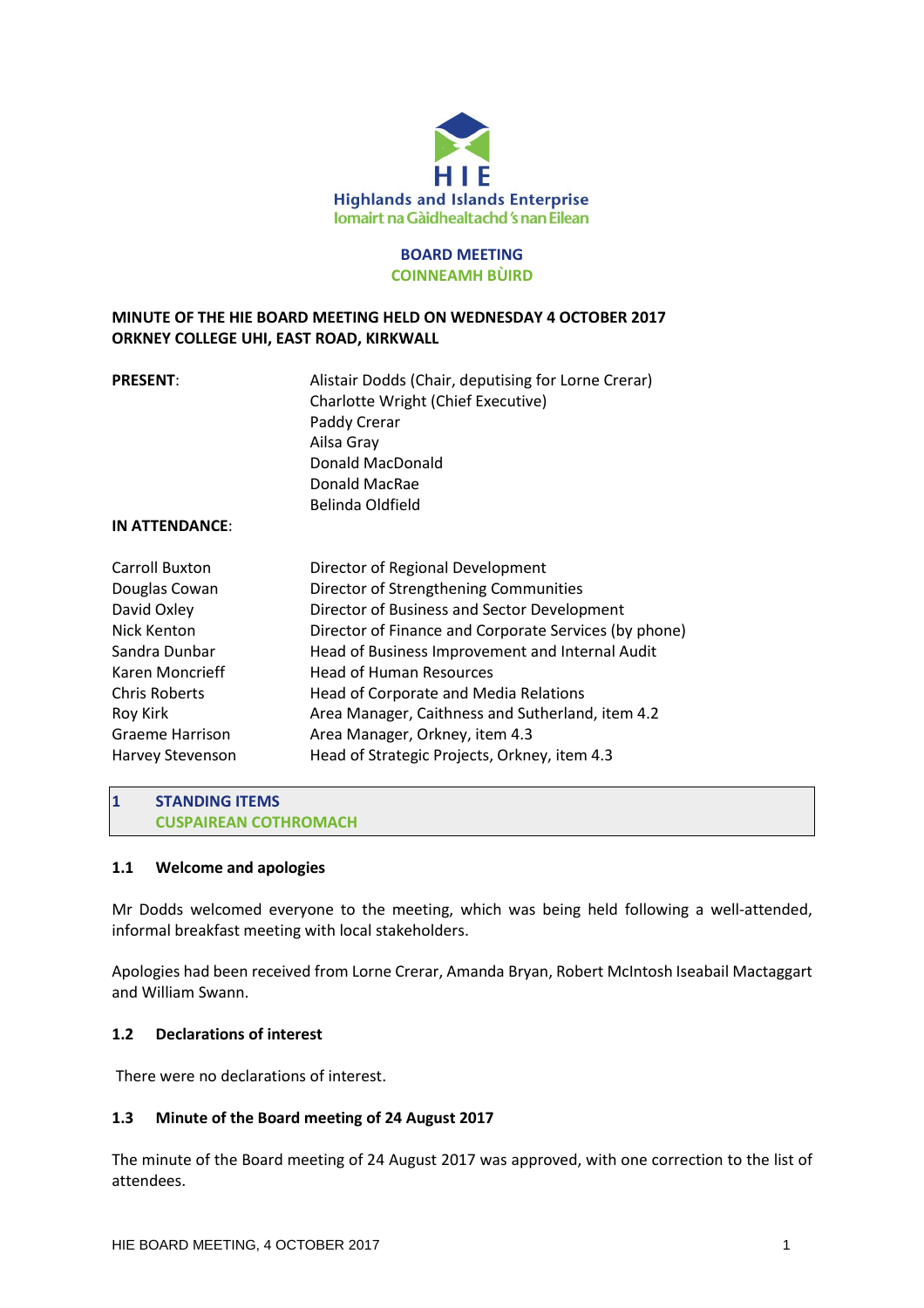**HIE**
**Highlands and Islands Enterprise**
**Iomairt na Gàidhealtachd 's nan Eilean**

**BOARD MEETING**
**COINNEAMH BÙIRD**

**MINUTE OF THE HIE BOARD MEETING HELD ON WEDNESDAY 4 OCTOBER 2017**
**ORKNEY COLLEGE UHI, EAST ROAD, KIRKWALL**

**PRESENT**:

Alistair Dodds (Chair, deputising for Lorne Crerar)
Charlotte Wright (Chief Executive)
Paddy Crerar
Ailsa Gray
Donald MacDonald
Donald MacRae
Belinda Oldfield

**IN ATTENDANCE**:

| | |
|---|---|
| Carroll Buxton | Director of Regional Development |
| Douglas Cowan | Director of Strengthening Communities |
| David Oxley | Director of Business and Sector Development |
| Nick Kenton | Director of Finance and Corporate Services (by phone) |
| Sandra Dunbar | Head of Business Improvement and Internal Audit |
| Karen Moncrieff | Head of Human Resources |
| Chris Roberts | Head of Corporate and Media Relations |
| Roy Kirk | Area Manager, Caithness and Sutherland, item 4.2 |
| Graeme Harrison | Area Manager, Orkney, item 4.3 |
| Harvey Stevenson | Head of Strategic Projects, Orkney, item 4.3 |

## 1 STANDING ITEMS
## CUSPAIREAN COTHROMACH

### 1.1 Welcome and apologies

Mr Dodds welcomed everyone to the meeting, which was being held following a well-attended, informal breakfast meeting with local stakeholders.

Apologies had been received from Lorne Crerar, Amanda Bryan, Robert McIntosh Iseabail Mactaggart and William Swann.

### 1.2 Declarations of interest

There were no declarations of interest.

### 1.3 Minute of the Board meeting of 24 August 2017

The minute of the Board meeting of 24 August 2017 was approved, with one correction to the list of attendees.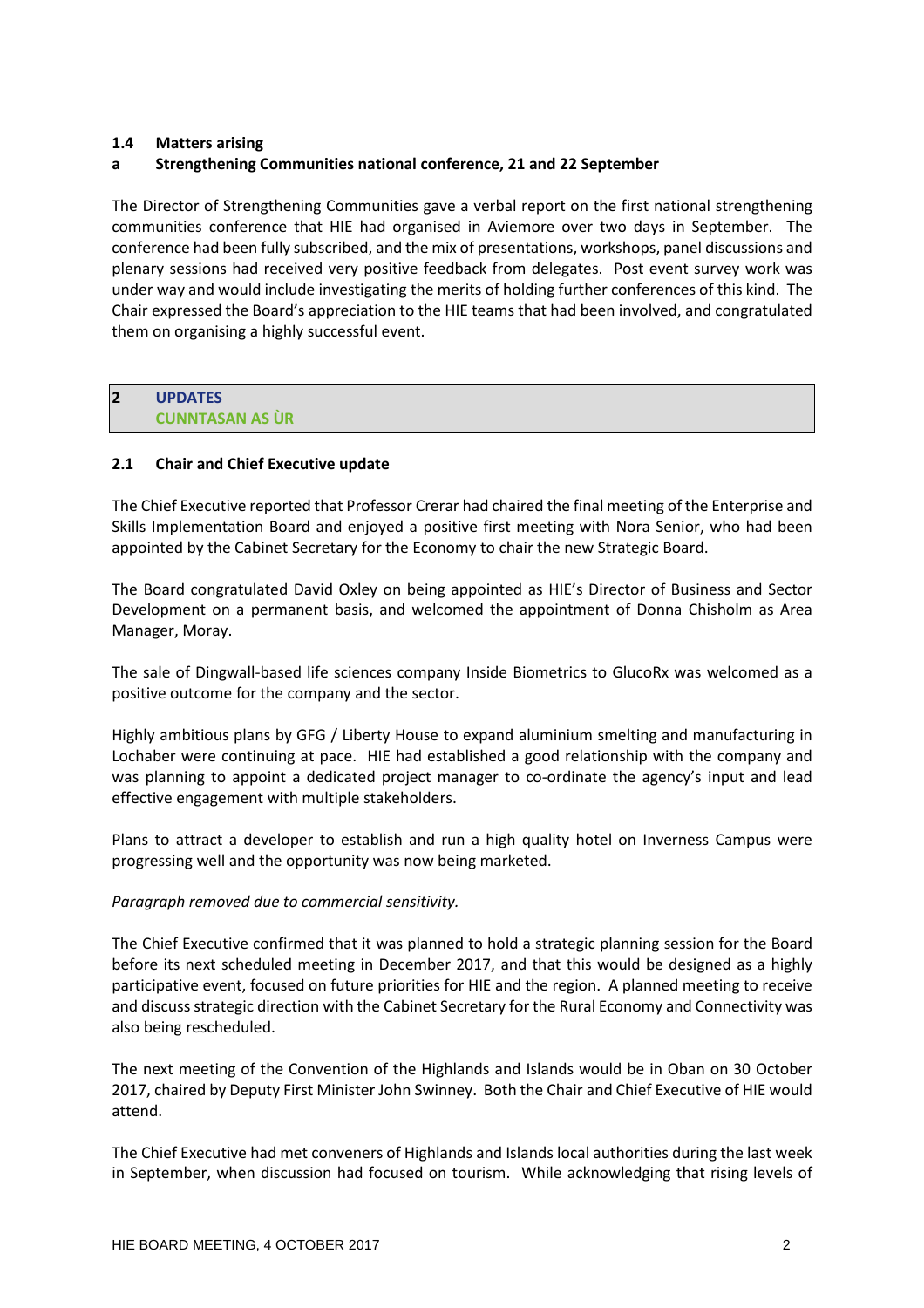### 1.4 Matters arising

#### a Strengthening Communities national conference, 21 and 22 September

The Director of Strengthening Communities gave a verbal report on the first national strengthening communities conference that HIE had organised in Aviemore over two days in September. The conference had been fully subscribed, and the mix of presentations, workshops, panel discussions and plenary sessions had received very positive feedback from delegates. Post event survey work was under way and would include investigating the merits of holding further conferences of this kind. The Chair expressed the Board's appreciation to the HIE teams that had been involved, and congratulated them on organising a highly successful event.

## 2 UPDATES
## CUNNTASAN AS ÙR

### 2.1 Chair and Chief Executive update

The Chief Executive reported that Professor Crerar had chaired the final meeting of the Enterprise and Skills Implementation Board and enjoyed a positive first meeting with Nora Senior, who had been appointed by the Cabinet Secretary for the Economy to chair the new Strategic Board.

The Board congratulated David Oxley on being appointed as HIE's Director of Business and Sector Development on a permanent basis, and welcomed the appointment of Donna Chisholm as Area Manager, Moray.

The sale of Dingwall-based life sciences company Inside Biometrics to GlucoRx was welcomed as a positive outcome for the company and the sector.

Highly ambitious plans by GFG / Liberty House to expand aluminium smelting and manufacturing in Lochaber were continuing at pace. HIE had established a good relationship with the company and was planning to appoint a dedicated project manager to co-ordinate the agency's input and lead effective engagement with multiple stakeholders.

Plans to attract a developer to establish and run a high quality hotel on Inverness Campus were progressing well and the opportunity was now being marketed.

*Paragraph removed due to commercial sensitivity.*

The Chief Executive confirmed that it was planned to hold a strategic planning session for the Board before its next scheduled meeting in December 2017, and that this would be designed as a highly participative event, focused on future priorities for HIE and the region. A planned meeting to receive and discuss strategic direction with the Cabinet Secretary for the Rural Economy and Connectivity was also being rescheduled.

The next meeting of the Convention of the Highlands and Islands would be in Oban on 30 October 2017, chaired by Deputy First Minister John Swinney. Both the Chair and Chief Executive of HIE would attend.

The Chief Executive had met conveners of Highlands and Islands local authorities during the last week in September, when discussion had focused on tourism. While acknowledging that rising levels of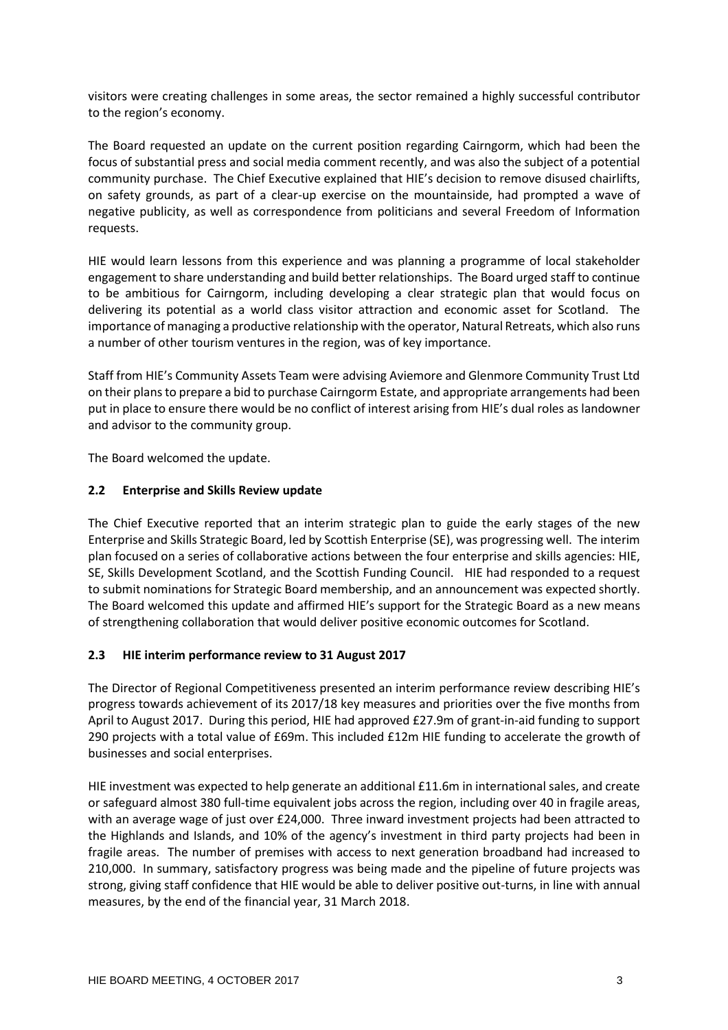visitors were creating challenges in some areas, the sector remained a highly successful contributor to the region's economy.

The Board requested an update on the current position regarding Cairngorm, which had been the focus of substantial press and social media comment recently, and was also the subject of a potential community purchase. The Chief Executive explained that HIE's decision to remove disused chairlifts, on safety grounds, as part of a clear-up exercise on the mountainside, had prompted a wave of negative publicity, as well as correspondence from politicians and several Freedom of Information requests.

HIE would learn lessons from this experience and was planning a programme of local stakeholder engagement to share understanding and build better relationships. The Board urged staff to continue to be ambitious for Cairngorm, including developing a clear strategic plan that would focus on delivering its potential as a world class visitor attraction and economic asset for Scotland. The importance of managing a productive relationship with the operator, Natural Retreats, which also runs a number of other tourism ventures in the region, was of key importance.

Staff from HIE's Community Assets Team were advising Aviemore and Glenmore Community Trust Ltd on their plans to prepare a bid to purchase Cairngorm Estate, and appropriate arrangements had been put in place to ensure there would be no conflict of interest arising from HIE's dual roles as landowner and advisor to the community group.

The Board welcomed the update.

### 2.2 Enterprise and Skills Review update

The Chief Executive reported that an interim strategic plan to guide the early stages of the new Enterprise and Skills Strategic Board, led by Scottish Enterprise (SE), was progressing well. The interim plan focused on a series of collaborative actions between the four enterprise and skills agencies: HIE, SE, Skills Development Scotland, and the Scottish Funding Council. HIE had responded to a request to submit nominations for Strategic Board membership, and an announcement was expected shortly. The Board welcomed this update and affirmed HIE's support for the Strategic Board as a new means of strengthening collaboration that would deliver positive economic outcomes for Scotland.

### 2.3 HIE interim performance review to 31 August 2017

The Director of Regional Competitiveness presented an interim performance review describing HIE's progress towards achievement of its 2017/18 key measures and priorities over the five months from April to August 2017. During this period, HIE had approved £27.9m of grant-in-aid funding to support 290 projects with a total value of £69m. This included £12m HIE funding to accelerate the growth of businesses and social enterprises.

HIE investment was expected to help generate an additional £11.6m in international sales, and create or safeguard almost 380 full-time equivalent jobs across the region, including over 40 in fragile areas, with an average wage of just over £24,000. Three inward investment projects had been attracted to the Highlands and Islands, and 10% of the agency's investment in third party projects had been in fragile areas. The number of premises with access to next generation broadband had increased to 210,000. In summary, satisfactory progress was being made and the pipeline of future projects was strong, giving staff confidence that HIE would be able to deliver positive out-turns, in line with annual measures, by the end of the financial year, 31 March 2018.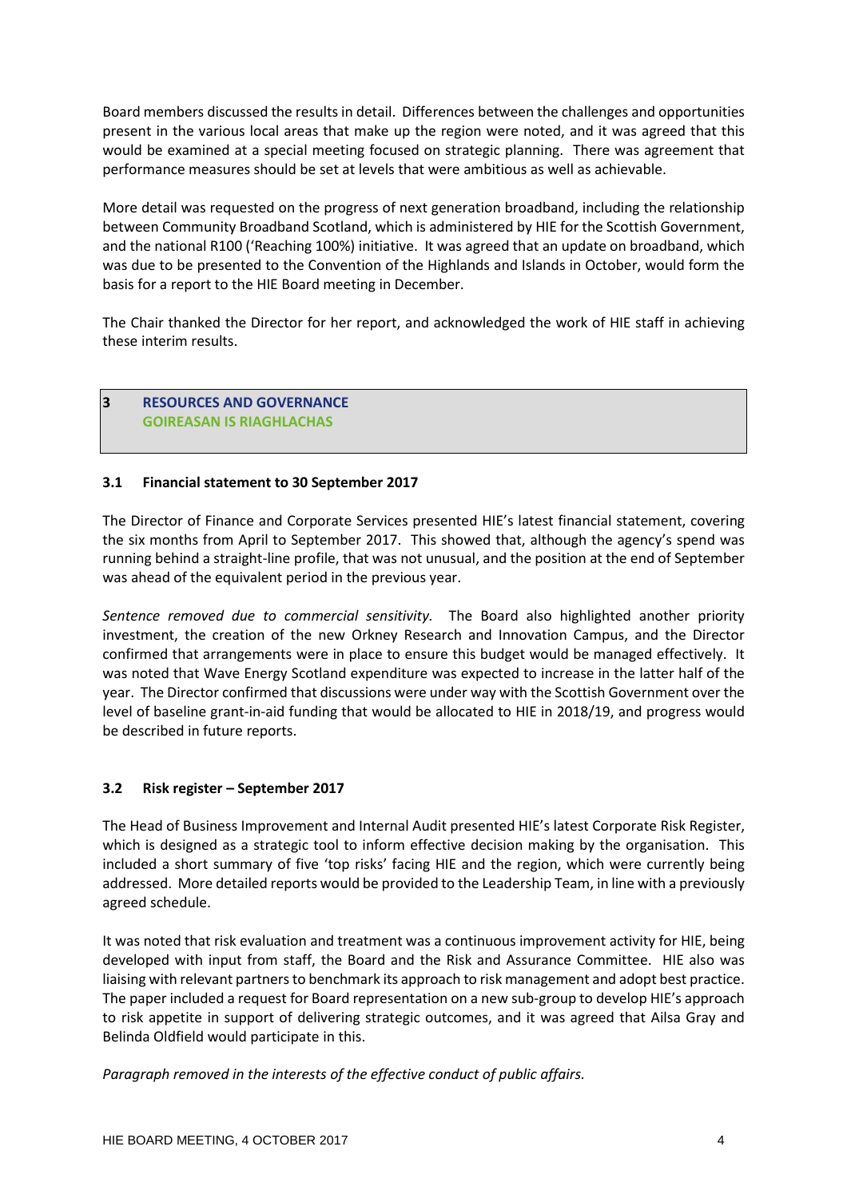Board members discussed the results in detail. Differences between the challenges and opportunities present in the various local areas that make up the region were noted, and it was agreed that this would be examined at a special meeting focused on strategic planning. There was agreement that performance measures should be set at levels that were ambitious as well as achievable.

More detail was requested on the progress of next generation broadband, including the relationship between Community Broadband Scotland, which is administered by HIE for the Scottish Government, and the national R100 ('Reaching 100%) initiative. It was agreed that an update on broadband, which was due to be presented to the Convention of the Highlands and Islands in October, would form the basis for a report to the HIE Board meeting in December.

The Chair thanked the Director for her report, and acknowledged the work of HIE staff in achieving these interim results.

## 3 RESOURCES AND GOVERNANCE
## GOIREASAN IS RIAGHLACHAS

### 3.1 Financial statement to 30 September 2017

The Director of Finance and Corporate Services presented HIE's latest financial statement, covering the six months from April to September 2017. This showed that, although the agency's spend was running behind a straight-line profile, that was not unusual, and the position at the end of September was ahead of the equivalent period in the previous year.

*Sentence removed due to commercial sensitivity.* The Board also highlighted another priority investment, the creation of the new Orkney Research and Innovation Campus, and the Director confirmed that arrangements were in place to ensure this budget would be managed effectively. It was noted that Wave Energy Scotland expenditure was expected to increase in the latter half of the year. The Director confirmed that discussions were under way with the Scottish Government over the level of baseline grant-in-aid funding that would be allocated to HIE in 2018/19, and progress would be described in future reports.

### 3.2 Risk register – September 2017

The Head of Business Improvement and Internal Audit presented HIE's latest Corporate Risk Register, which is designed as a strategic tool to inform effective decision making by the organisation. This included a short summary of five 'top risks' facing HIE and the region, which were currently being addressed. More detailed reports would be provided to the Leadership Team, in line with a previously agreed schedule.

It was noted that risk evaluation and treatment was a continuous improvement activity for HIE, being developed with input from staff, the Board and the Risk and Assurance Committee. HIE also was liaising with relevant partners to benchmark its approach to risk management and adopt best practice. The paper included a request for Board representation on a new sub-group to develop HIE's approach to risk appetite in support of delivering strategic outcomes, and it was agreed that Ailsa Gray and Belinda Oldfield would participate in this.

*Paragraph removed in the interests of the effective conduct of public affairs.*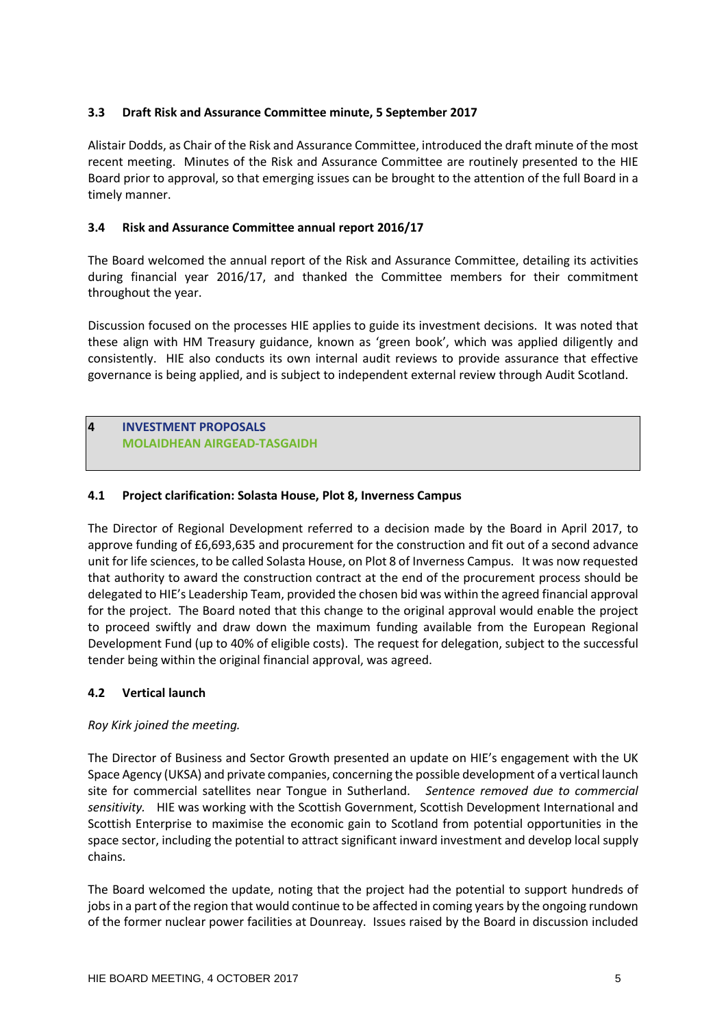### 3.3 Draft Risk and Assurance Committee minute, 5 September 2017

Alistair Dodds, as Chair of the Risk and Assurance Committee, introduced the draft minute of the most recent meeting. Minutes of the Risk and Assurance Committee are routinely presented to the HIE Board prior to approval, so that emerging issues can be brought to the attention of the full Board in a timely manner.

### 3.4 Risk and Assurance Committee annual report 2016/17

The Board welcomed the annual report of the Risk and Assurance Committee, detailing its activities during financial year 2016/17, and thanked the Committee members for their commitment throughout the year.

Discussion focused on the processes HIE applies to guide its investment decisions. It was noted that these align with HM Treasury guidance, known as 'green book', which was applied diligently and consistently. HIE also conducts its own internal audit reviews to provide assurance that effective governance is being applied, and is subject to independent external review through Audit Scotland.

## 4 INVESTMENT PROPOSALS
## MOLAIDHEAN AIRGEAD-TASGAIDH

### 4.1 Project clarification: Solasta House, Plot 8, Inverness Campus

The Director of Regional Development referred to a decision made by the Board in April 2017, to approve funding of £6,693,635 and procurement for the construction and fit out of a second advance unit for life sciences, to be called Solasta House, on Plot 8 of Inverness Campus. It was now requested that authority to award the construction contract at the end of the procurement process should be delegated to HIE's Leadership Team, provided the chosen bid was within the agreed financial approval for the project. The Board noted that this change to the original approval would enable the project to proceed swiftly and draw down the maximum funding available from the European Regional Development Fund (up to 40% of eligible costs). The request for delegation, subject to the successful tender being within the original financial approval, was agreed.

### 4.2 Vertical launch

*Roy Kirk joined the meeting.*

The Director of Business and Sector Growth presented an update on HIE's engagement with the UK Space Agency (UKSA) and private companies, concerning the possible development of a vertical launch site for commercial satellites near Tongue in Sutherland. *Sentence removed due to commercial sensitivity.* HIE was working with the Scottish Government, Scottish Development International and Scottish Enterprise to maximise the economic gain to Scotland from potential opportunities in the space sector, including the potential to attract significant inward investment and develop local supply chains.

The Board welcomed the update, noting that the project had the potential to support hundreds of jobs in a part of the region that would continue to be affected in coming years by the ongoing rundown of the former nuclear power facilities at Dounreay. Issues raised by the Board in discussion included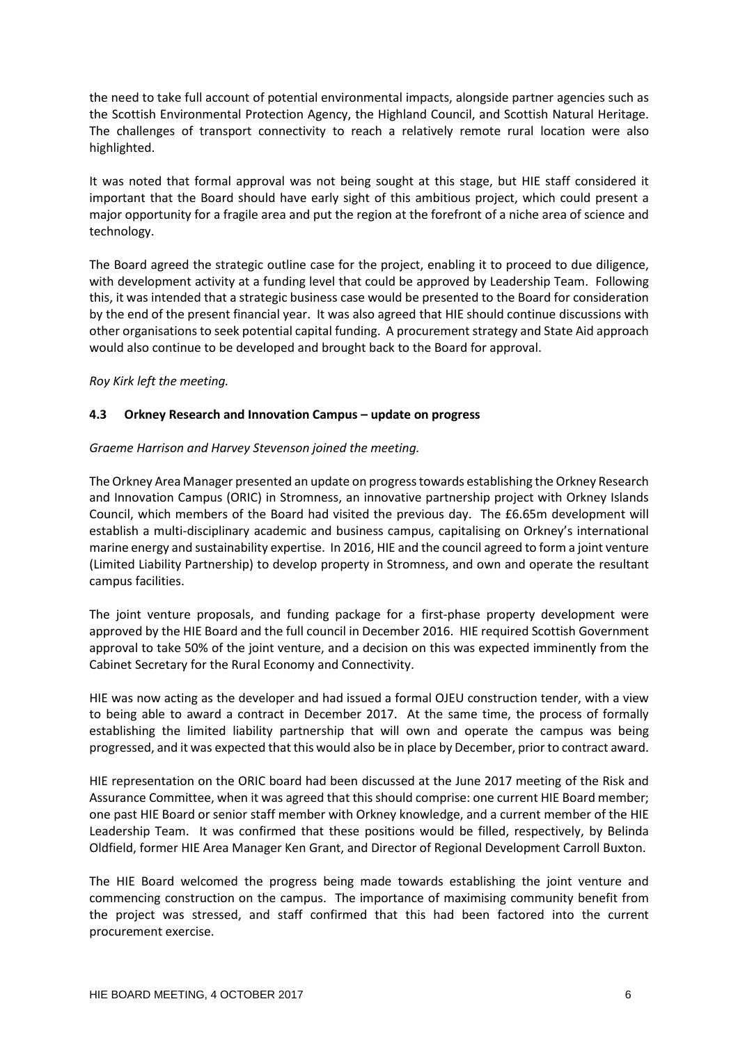the need to take full account of potential environmental impacts, alongside partner agencies such as the Scottish Environmental Protection Agency, the Highland Council, and Scottish Natural Heritage. The challenges of transport connectivity to reach a relatively remote rural location were also highlighted.

It was noted that formal approval was not being sought at this stage, but HIE staff considered it important that the Board should have early sight of this ambitious project, which could present a major opportunity for a fragile area and put the region at the forefront of a niche area of science and technology.

The Board agreed the strategic outline case for the project, enabling it to proceed to due diligence, with development activity at a funding level that could be approved by Leadership Team. Following this, it was intended that a strategic business case would be presented to the Board for consideration by the end of the present financial year. It was also agreed that HIE should continue discussions with other organisations to seek potential capital funding. A procurement strategy and State Aid approach would also continue to be developed and brought back to the Board for approval.

*Roy Kirk left the meeting.*

### 4.3 Orkney Research and Innovation Campus – update on progress

*Graeme Harrison and Harvey Stevenson joined the meeting.*

The Orkney Area Manager presented an update on progress towards establishing the Orkney Research and Innovation Campus (ORIC) in Stromness, an innovative partnership project with Orkney Islands Council, which members of the Board had visited the previous day. The £6.65m development will establish a multi-disciplinary academic and business campus, capitalising on Orkney's international marine energy and sustainability expertise. In 2016, HIE and the council agreed to form a joint venture (Limited Liability Partnership) to develop property in Stromness, and own and operate the resultant campus facilities.

The joint venture proposals, and funding package for a first-phase property development were approved by the HIE Board and the full council in December 2016. HIE required Scottish Government approval to take 50% of the joint venture, and a decision on this was expected imminently from the Cabinet Secretary for the Rural Economy and Connectivity.

HIE was now acting as the developer and had issued a formal OJEU construction tender, with a view to being able to award a contract in December 2017. At the same time, the process of formally establishing the limited liability partnership that will own and operate the campus was being progressed, and it was expected that this would also be in place by December, prior to contract award.

HIE representation on the ORIC board had been discussed at the June 2017 meeting of the Risk and Assurance Committee, when it was agreed that this should comprise: one current HIE Board member; one past HIE Board or senior staff member with Orkney knowledge, and a current member of the HIE Leadership Team. It was confirmed that these positions would be filled, respectively, by Belinda Oldfield, former HIE Area Manager Ken Grant, and Director of Regional Development Carroll Buxton.

The HIE Board welcomed the progress being made towards establishing the joint venture and commencing construction on the campus. The importance of maximising community benefit from the project was stressed, and staff confirmed that this had been factored into the current procurement exercise.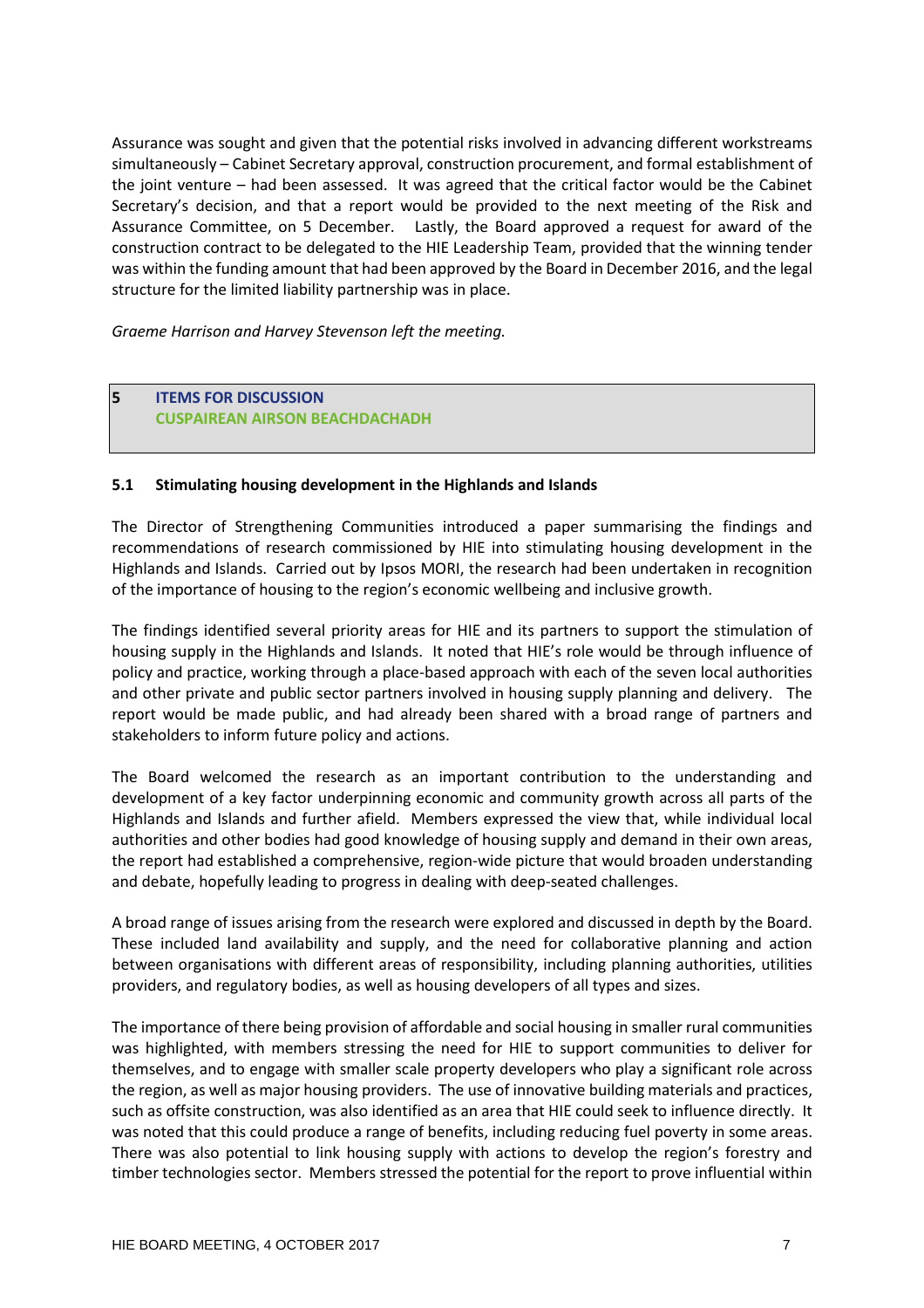Assurance was sought and given that the potential risks involved in advancing different workstreams simultaneously – Cabinet Secretary approval, construction procurement, and formal establishment of the joint venture – had been assessed. It was agreed that the critical factor would be the Cabinet Secretary's decision, and that a report would be provided to the next meeting of the Risk and Assurance Committee, on 5 December. Lastly, the Board approved a request for award of the construction contract to be delegated to the HIE Leadership Team, provided that the winning tender was within the funding amount that had been approved by the Board in December 2016, and the legal structure for the limited liability partnership was in place.

*Graeme Harrison and Harvey Stevenson left the meeting.*

## 5 ITEMS FOR DISCUSSION
## CUSPAIREAN AIRSON BEACHDACHADH

### 5.1 Stimulating housing development in the Highlands and Islands

The Director of Strengthening Communities introduced a paper summarising the findings and recommendations of research commissioned by HIE into stimulating housing development in the Highlands and Islands. Carried out by Ipsos MORI, the research had been undertaken in recognition of the importance of housing to the region's economic wellbeing and inclusive growth.

The findings identified several priority areas for HIE and its partners to support the stimulation of housing supply in the Highlands and Islands. It noted that HIE's role would be through influence of policy and practice, working through a place-based approach with each of the seven local authorities and other private and public sector partners involved in housing supply planning and delivery. The report would be made public, and had already been shared with a broad range of partners and stakeholders to inform future policy and actions.

The Board welcomed the research as an important contribution to the understanding and development of a key factor underpinning economic and community growth across all parts of the Highlands and Islands and further afield. Members expressed the view that, while individual local authorities and other bodies had good knowledge of housing supply and demand in their own areas, the report had established a comprehensive, region-wide picture that would broaden understanding and debate, hopefully leading to progress in dealing with deep-seated challenges.

A broad range of issues arising from the research were explored and discussed in depth by the Board. These included land availability and supply, and the need for collaborative planning and action between organisations with different areas of responsibility, including planning authorities, utilities providers, and regulatory bodies, as well as housing developers of all types and sizes.

The importance of there being provision of affordable and social housing in smaller rural communities was highlighted, with members stressing the need for HIE to support communities to deliver for themselves, and to engage with smaller scale property developers who play a significant role across the region, as well as major housing providers. The use of innovative building materials and practices, such as offsite construction, was also identified as an area that HIE could seek to influence directly. It was noted that this could produce a range of benefits, including reducing fuel poverty in some areas. There was also potential to link housing supply with actions to develop the region's forestry and timber technologies sector. Members stressed the potential for the report to prove influential within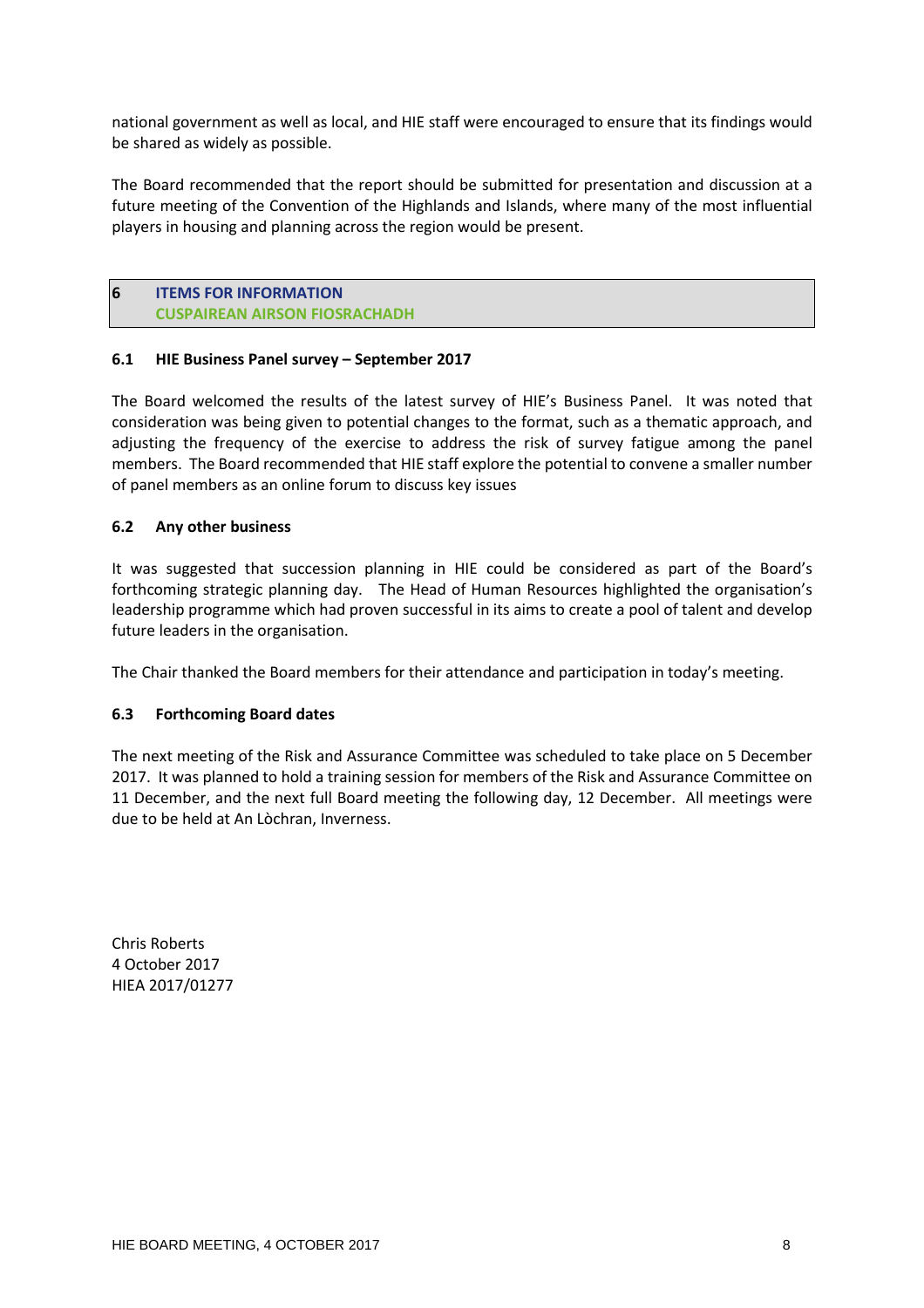national government as well as local, and HIE staff were encouraged to ensure that its findings would be shared as widely as possible.

The Board recommended that the report should be submitted for presentation and discussion at a future meeting of the Convention of the Highlands and Islands, where many of the most influential players in housing and planning across the region would be present.

## 6 ITEMS FOR INFORMATION
## CUSPAIREAN AIRSON FIOSRACHADH

### 6.1 HIE Business Panel survey – September 2017

The Board welcomed the results of the latest survey of HIE's Business Panel. It was noted that consideration was being given to potential changes to the format, such as a thematic approach, and adjusting the frequency of the exercise to address the risk of survey fatigue among the panel members. The Board recommended that HIE staff explore the potential to convene a smaller number of panel members as an online forum to discuss key issues

### 6.2 Any other business

It was suggested that succession planning in HIE could be considered as part of the Board's forthcoming strategic planning day. The Head of Human Resources highlighted the organisation's leadership programme which had proven successful in its aims to create a pool of talent and develop future leaders in the organisation.

The Chair thanked the Board members for their attendance and participation in today's meeting.

### 6.3 Forthcoming Board dates

The next meeting of the Risk and Assurance Committee was scheduled to take place on 5 December 2017. It was planned to hold a training session for members of the Risk and Assurance Committee on 11 December, and the next full Board meeting the following day, 12 December. All meetings were due to be held at An Lòchran, Inverness.

Chris Roberts
4 October 2017
HIEA 2017/01277